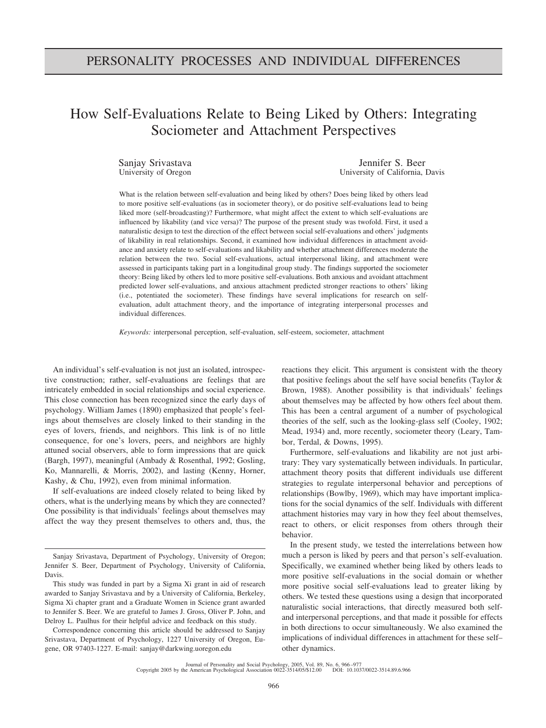# PERSONALITY PROCESSES AND INDIVIDUAL DIFFERENCES

# How Self-Evaluations Relate to Being Liked by Others: Integrating Sociometer and Attachment Perspectives

Sanjay Srivastava
University of Oregon

Jennifer S. Beer
University of California, Davis

What is the relation between self-evaluation and being liked by others? Does being liked by others lead to more positive self-evaluations (as in sociometer theory), or do positive self-evaluations lead to being liked more (self-broadcasting)? Furthermore, what might affect the extent to which self-evaluations are influenced by likability (and vice versa)? The purpose of the present study was twofold. First, it used a naturalistic design to test the direction of the effect between social self-evaluations and others' judgments of likability in real relationships. Second, it examined how individual differences in attachment avoidance and anxiety relate to self-evaluations and likability and whether attachment differences moderate the relation between the two. Social self-evaluations, actual interpersonal liking, and attachment were assessed in participants taking part in a longitudinal group study. The findings supported the sociometer theory: Being liked by others led to more positive self-evaluations. Both anxious and avoidant attachment predicted lower self-evaluations, and anxious attachment predicted stronger reactions to others' liking (i.e., potentiated the sociometer). These findings have several implications for research on self-evaluation, adult attachment theory, and the importance of integrating interpersonal processes and individual differences.

*Keywords:* interpersonal perception, self-evaluation, self-esteem, sociometer, attachment

An individual's self-evaluation is not just an isolated, introspective construction; rather, self-evaluations are feelings that are intricately embedded in social relationships and social experience. This close connection has been recognized since the early days of psychology. William James (1890) emphasized that people's feelings about themselves are closely linked to their standing in the eyes of lovers, friends, and neighbors. This link is of no little consequence, for one's lovers, peers, and neighbors are highly attuned social observers, able to form impressions that are quick (Bargh, 1997), meaningful (Ambady & Rosenthal, 1992; Gosling, Ko, Mannarelli, & Morris, 2002), and lasting (Kenny, Horner, Kashy, & Chu, 1992), even from minimal information.

If self-evaluations are indeed closely related to being liked by others, what is the underlying means by which they are connected? One possibility is that individuals' feelings about themselves may affect the way they present themselves to others and, thus, the reactions they elicit. This argument is consistent with the theory that positive feelings about the self have social benefits (Taylor & Brown, 1988). Another possibility is that individuals' feelings about themselves may be affected by how others feel about them. This has been a central argument of a number of psychological theories of the self, such as the looking-glass self (Cooley, 1902; Mead, 1934) and, more recently, sociometer theory (Leary, Tambor, Terdal, & Downs, 1995).

Furthermore, self-evaluations and likability are not just arbitrary: They vary systematically between individuals. In particular, attachment theory posits that different individuals use different strategies to regulate interpersonal behavior and perceptions of relationships (Bowlby, 1969), which may have important implications for the social dynamics of the self. Individuals with different attachment histories may vary in how they feel about themselves, react to others, or elicit responses from others through their behavior.

In the present study, we tested the interrelations between how much a person is liked by peers and that person's self-evaluation. Specifically, we examined whether being liked by others leads to more positive self-evaluations in the social domain or whether more positive social self-evaluations lead to greater liking by others. We tested these questions using a design that incorporated naturalistic social interactions, that directly measured both self- and interpersonal perceptions, and that made it possible for effects in both directions to occur simultaneously. We also examined the implications of individual differences in attachment for these self–other dynamics.

---

Sanjay Srivastava, Department of Psychology, University of Oregon; Jennifer S. Beer, Department of Psychology, University of California, Davis.

This study was funded in part by a Sigma Xi grant in aid of research awarded to Sanjay Srivastava and by a University of California, Berkeley, Sigma Xi chapter grant and a Graduate Women in Science grant awarded to Jennifer S. Beer. We are grateful to James J. Gross, Oliver P. John, and Delroy L. Paulhus for their helpful advice and feedback on this study.

Correspondence concerning this article should be addressed to Sanjay Srivastava, Department of Psychology, 1227 University of Oregon, Eugene, OR 97403-1227. E-mail: sanjay@darkwing.uoregon.edu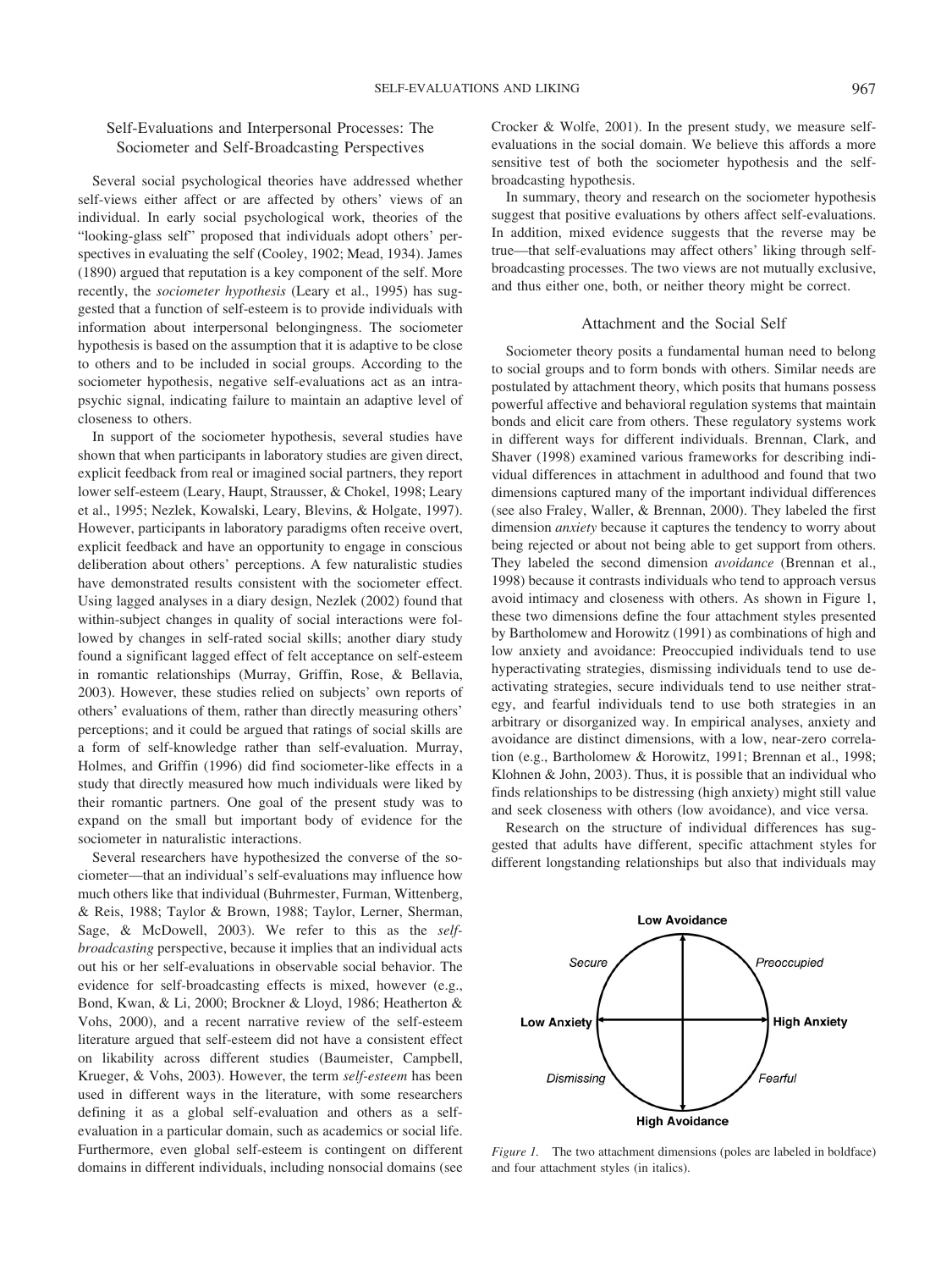## Self-Evaluations and Interpersonal Processes: The Sociometer and Self-Broadcasting Perspectives

Several social psychological theories have addressed whether self-views either affect or are affected by others' views of an individual. In early social psychological work, theories of the "looking-glass self" proposed that individuals adopt others' perspectives in evaluating the self (Cooley, 1902; Mead, 1934). James (1890) argued that reputation is a key component of the self. More recently, the *sociometer hypothesis* (Leary et al., 1995) has suggested that a function of self-esteem is to provide individuals with information about interpersonal belongingness. The sociometer hypothesis is based on the assumption that it is adaptive to be close to others and to be included in social groups. According to the sociometer hypothesis, negative self-evaluations act as an intrapsychic signal, indicating failure to maintain an adaptive level of closeness to others.

In support of the sociometer hypothesis, several studies have shown that when participants in laboratory studies are given direct, explicit feedback from real or imagined social partners, they report lower self-esteem (Leary, Haupt, Strausser, & Chokel, 1998; Leary et al., 1995; Nezlek, Kowalski, Leary, Blevins, & Holgate, 1997). However, participants in laboratory paradigms often receive overt, explicit feedback and have an opportunity to engage in conscious deliberation about others' perceptions. A few naturalistic studies have demonstrated results consistent with the sociometer effect. Using lagged analyses in a diary design, Nezlek (2002) found that within-subject changes in quality of social interactions were followed by changes in self-rated social skills; another diary study found a significant lagged effect of felt acceptance on self-esteem in romantic relationships (Murray, Griffin, Rose, & Bellavia, 2003). However, these studies relied on subjects' own reports of others' evaluations of them, rather than directly measuring others' perceptions; and it could be argued that ratings of social skills are a form of self-knowledge rather than self-evaluation. Murray, Holmes, and Griffin (1996) did find sociometer-like effects in a study that directly measured how much individuals were liked by their romantic partners. One goal of the present study was to expand on the small but important body of evidence for the sociometer in naturalistic interactions.

Several researchers have hypothesized the converse of the sociometer—that an individual's self-evaluations may influence how much others like that individual (Buhrmester, Furman, Wittenberg, & Reis, 1988; Taylor & Brown, 1988; Taylor, Lerner, Sherman, Sage, & McDowell, 2003). We refer to this as the *self-broadcasting* perspective, because it implies that an individual acts out his or her self-evaluations in observable social behavior. The evidence for self-broadcasting effects is mixed, however (e.g., Bond, Kwan, & Li, 2000; Brockner & Lloyd, 1986; Heatherton & Vohs, 2000), and a recent narrative review of the self-esteem literature argued that self-esteem did not have a consistent effect on likability across different studies (Baumeister, Campbell, Krueger, & Vohs, 2003). However, the term *self-esteem* has been used in different ways in the literature, with some researchers defining it as a global self-evaluation and others as a self-evaluation in a particular domain, such as academics or social life. Furthermore, even global self-esteem is contingent on different domains in different individuals, including nonsocial domains (see Crocker & Wolfe, 2001). In the present study, we measure self-evaluations in the social domain. We believe this affords a more sensitive test of both the sociometer hypothesis and the self-broadcasting hypothesis.

In summary, theory and research on the sociometer hypothesis suggest that positive evaluations by others affect self-evaluations. In addition, mixed evidence suggests that the reverse may be true—that self-evaluations may affect others' liking through self-broadcasting processes. The two views are not mutually exclusive, and thus either one, both, or neither theory might be correct.

## Attachment and the Social Self

Sociometer theory posits a fundamental human need to belong to social groups and to form bonds with others. Similar needs are postulated by attachment theory, which posits that humans possess powerful affective and behavioral regulation systems that maintain bonds and elicit care from others. These regulatory systems work in different ways for different individuals. Brennan, Clark, and Shaver (1998) examined various frameworks for describing individual differences in attachment in adulthood and found that two dimensions captured many of the important individual differences (see also Fraley, Waller, & Brennan, 2000). They labeled the first dimension *anxiety* because it captures the tendency to worry about being rejected or about not being able to get support from others. They labeled the second dimension *avoidance* (Brennan et al., 1998) because it contrasts individuals who tend to approach versus avoid intimacy and closeness with others. As shown in Figure 1, these two dimensions define the four attachment styles presented by Bartholomew and Horowitz (1991) as combinations of high and low anxiety and avoidance: Preoccupied individuals tend to use hyperactivating strategies, dismissing individuals tend to use deactivating strategies, secure individuals tend to use neither strategy, and fearful individuals tend to use both strategies in an arbitrary or disorganized way. In empirical analyses, anxiety and avoidance are distinct dimensions, with a low, near-zero correlation (e.g., Bartholomew & Horowitz, 1991; Brennan et al., 1998; Klohnen & John, 2003). Thus, it is possible that an individual who finds relationships to be distressing (high anxiety) might still value and seek closeness with others (low avoidance), and vice versa.

Research on the structure of individual differences has suggested that adults have different, specific attachment styles for different longstanding relationships but also that individuals may

*Figure 1.* The two attachment dimensions (poles are labeled in boldface) and four attachment styles (in italics).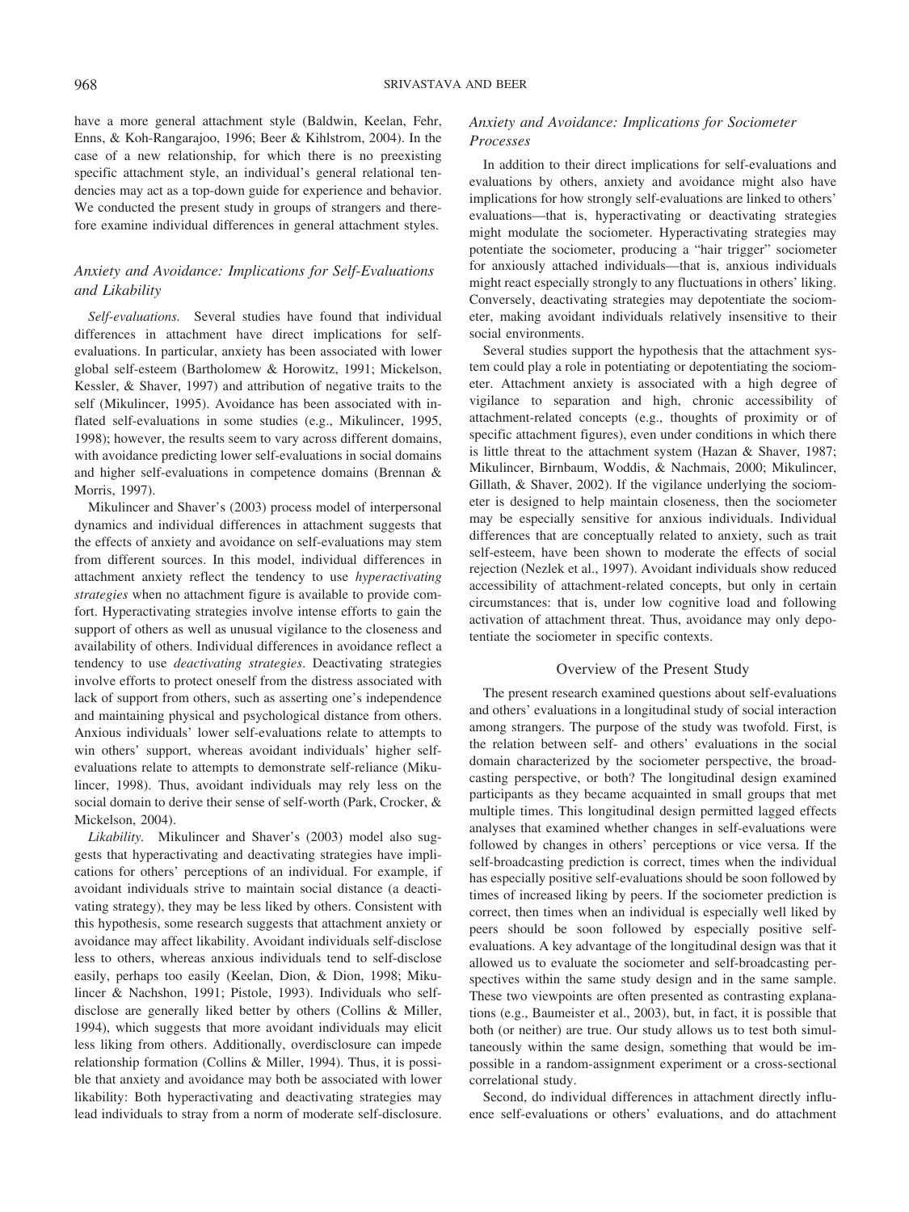have a more general attachment style (Baldwin, Keelan, Fehr, Enns, & Koh-Rangarajoo, 1996; Beer & Kihlstrom, 2004). In the case of a new relationship, for which there is no preexisting specific attachment style, an individual's general relational tendencies may act as a top-down guide for experience and behavior. We conducted the present study in groups of strangers and therefore examine individual differences in general attachment styles.

### Anxiety and Avoidance: Implications for Self-Evaluations and Likability

*Self-evaluations.* Several studies have found that individual differences in attachment have direct implications for self-evaluations. In particular, anxiety has been associated with lower global self-esteem (Bartholomew & Horowitz, 1991; Mickelson, Kessler, & Shaver, 1997) and attribution of negative traits to the self (Mikulincer, 1995). Avoidance has been associated with inflated self-evaluations in some studies (e.g., Mikulincer, 1995, 1998); however, the results seem to vary across different domains, with avoidance predicting lower self-evaluations in social domains and higher self-evaluations in competence domains (Brennan & Morris, 1997).

Mikulincer and Shaver's (2003) process model of interpersonal dynamics and individual differences in attachment suggests that the effects of anxiety and avoidance on self-evaluations may stem from different sources. In this model, individual differences in attachment anxiety reflect the tendency to use *hyperactivating strategies* when no attachment figure is available to provide comfort. Hyperactivating strategies involve intense efforts to gain the support of others as well as unusual vigilance to the closeness and availability of others. Individual differences in avoidance reflect a tendency to use *deactivating strategies*. Deactivating strategies involve efforts to protect oneself from the distress associated with lack of support from others, such as asserting one's independence and maintaining physical and psychological distance from others. Anxious individuals' lower self-evaluations relate to attempts to win others' support, whereas avoidant individuals' higher self-evaluations relate to attempts to demonstrate self-reliance (Mikulincer, 1998). Thus, avoidant individuals may rely less on the social domain to derive their sense of self-worth (Park, Crocker, & Mickelson, 2004).

*Likability.* Mikulincer and Shaver's (2003) model also suggests that hyperactivating and deactivating strategies have implications for others' perceptions of an individual. For example, if avoidant individuals strive to maintain social distance (a deactivating strategy), they may be less liked by others. Consistent with this hypothesis, some research suggests that attachment anxiety or avoidance may affect likability. Avoidant individuals self-disclose less to others, whereas anxious individuals tend to self-disclose easily, perhaps too easily (Keelan, Dion, & Dion, 1998; Mikulincer & Nachshon, 1991; Pistole, 1993). Individuals who self-disclose are generally liked better by others (Collins & Miller, 1994), which suggests that more avoidant individuals may elicit less liking from others. Additionally, overdisclosure can impede relationship formation (Collins & Miller, 1994). Thus, it is possible that anxiety and avoidance may both be associated with lower likability: Both hyperactivating and deactivating strategies may lead individuals to stray from a norm of moderate self-disclosure.

### Anxiety and Avoidance: Implications for Sociometer Processes

In addition to their direct implications for self-evaluations and evaluations by others, anxiety and avoidance might also have implications for how strongly self-evaluations are linked to others' evaluations—that is, hyperactivating or deactivating strategies might modulate the sociometer. Hyperactivating strategies may potentiate the sociometer, producing a "hair trigger" sociometer for anxiously attached individuals—that is, anxious individuals might react especially strongly to any fluctuations in others' liking. Conversely, deactivating strategies may depotentiate the sociometer, making avoidant individuals relatively insensitive to their social environments.

Several studies support the hypothesis that the attachment system could play a role in potentiating or depotentiating the sociometer. Attachment anxiety is associated with a high degree of vigilance to separation and high, chronic accessibility of attachment-related concepts (e.g., thoughts of proximity or of specific attachment figures), even under conditions in which there is little threat to the attachment system (Hazan & Shaver, 1987; Mikulincer, Birnbaum, Woddis, & Nachmais, 2000; Mikulincer, Gillath, & Shaver, 2002). If the vigilance underlying the sociometer is designed to help maintain closeness, then the sociometer may be especially sensitive for anxious individuals. Individual differences that are conceptually related to anxiety, such as trait self-esteem, have been shown to moderate the effects of social rejection (Nezlek et al., 1997). Avoidant individuals show reduced accessibility of attachment-related concepts, but only in certain circumstances: that is, under low cognitive load and following activation of attachment threat. Thus, avoidance may only depotentiate the sociometer in specific contexts.

## Overview of the Present Study

The present research examined questions about self-evaluations and others' evaluations in a longitudinal study of social interaction among strangers. The purpose of the study was twofold. First, is the relation between self- and others' evaluations in the social domain characterized by the sociometer perspective, the broadcasting perspective, or both? The longitudinal design examined participants as they became acquainted in small groups that met multiple times. This longitudinal design permitted lagged effects analyses that examined whether changes in self-evaluations were followed by changes in others' perceptions or vice versa. If the self-broadcasting prediction is correct, times when the individual has especially positive self-evaluations should be soon followed by times of increased liking by peers. If the sociometer prediction is correct, then times when an individual is especially well liked by peers should be soon followed by especially positive self-evaluations. A key advantage of the longitudinal design was that it allowed us to evaluate the sociometer and self-broadcasting perspectives within the same study design and in the same sample. These two viewpoints are often presented as contrasting explanations (e.g., Baumeister et al., 2003), but, in fact, it is possible that both (or neither) are true. Our study allows us to test both simultaneously within the same design, something that would be impossible in a random-assignment experiment or a cross-sectional correlational study.

Second, do individual differences in attachment directly influence self-evaluations or others' evaluations, and do attachment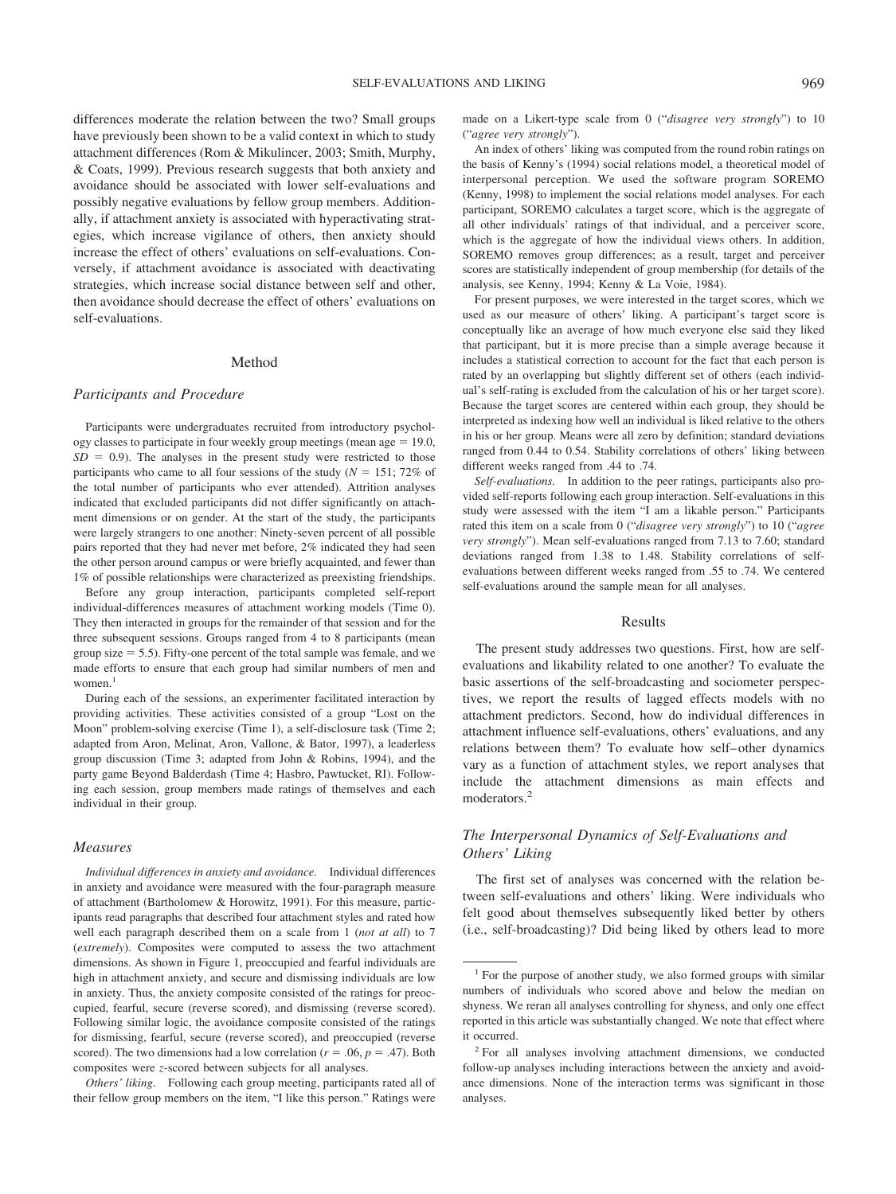differences moderate the relation between the two? Small groups have previously been shown to be a valid context in which to study attachment differences (Rom & Mikulincer, 2003; Smith, Murphy, & Coats, 1999). Previous research suggests that both anxiety and avoidance should be associated with lower self-evaluations and possibly negative evaluations by fellow group members. Additionally, if attachment anxiety is associated with hyperactivating strategies, which increase vigilance of others, then anxiety should increase the effect of others' evaluations on self-evaluations. Conversely, if attachment avoidance is associated with deactivating strategies, which increase social distance between self and other, then avoidance should decrease the effect of others' evaluations on self-evaluations.

## Method

### Participants and Procedure

Participants were undergraduates recruited from introductory psychology classes to participate in four weekly group meetings (mean age = 19.0, $SD$ = 0.9). The analyses in the present study were restricted to those participants who came to all four sessions of the study ($N$ = 151; 72% of the total number of participants who ever attended). Attrition analyses indicated that excluded participants did not differ significantly on attachment dimensions or on gender. At the start of the study, the participants were largely strangers to one another: Ninety-seven percent of all possible pairs reported that they had never met before, 2% indicated they had seen the other person around campus or were briefly acquainted, and fewer than 1% of possible relationships were characterized as preexisting friendships.

Before any group interaction, participants completed self-report individual-differences measures of attachment working models (Time 0). They then interacted in groups for the remainder of that session and for the three subsequent sessions. Groups ranged from 4 to 8 participants (mean group size = 5.5). Fifty-one percent of the total sample was female, and we made efforts to ensure that each group had similar numbers of men and women.[1]

During each of the sessions, an experimenter facilitated interaction by providing activities. These activities consisted of a group "Lost on the Moon" problem-solving exercise (Time 1), a self-disclosure task (Time 2; adapted from Aron, Melinat, Aron, Vallone, & Bator, 1997), a leaderless group discussion (Time 3; adapted from John & Robins, 1994), and the party game Beyond Balderdash (Time 4; Hasbro, Pawtucket, RI). Following each session, group members made ratings of themselves and each individual in their group.

### Measures

*Individual differences in anxiety and avoidance.* Individual differences in anxiety and avoidance were measured with the four-paragraph measure of attachment (Bartholomew & Horowitz, 1991). For this measure, participants read paragraphs that described four attachment styles and rated how well each paragraph described them on a scale from 1 (*not at all*) to 7 (*extremely*). Composites were computed to assess the two attachment dimensions. As shown in Figure 1, preoccupied and fearful individuals are high in attachment anxiety, and secure and dismissing individuals are low in anxiety. Thus, the anxiety composite consisted of the ratings for preoccupied, fearful, secure (reverse scored), and dismissing (reverse scored). Following similar logic, the avoidance composite consisted of the ratings for dismissing, fearful, secure (reverse scored), and preoccupied (reverse scored). The two dimensions had a low correlation ($r$ = .06, $p$ = .47). Both composites were $z$-scored between subjects for all analyses.

*Others' liking.* Following each group meeting, participants rated all of their fellow group members on the item, "I like this person." Ratings were made on a Likert-type scale from 0 ("*disagree very strongly*") to 10 ("*agree very strongly*").

An index of others' liking was computed from the round robin ratings on the basis of Kenny's (1994) social relations model, a theoretical model of interpersonal perception. We used the software program SOREMO (Kenny, 1998) to implement the social relations model analyses. For each participant, SOREMO calculates a target score, which is the aggregate of all other individuals' ratings of that individual, and a perceiver score, which is the aggregate of how the individual views others. In addition, SOREMO removes group differences; as a result, target and perceiver scores are statistically independent of group membership (for details of the analysis, see Kenny, 1994; Kenny & La Voie, 1984).

For present purposes, we were interested in the target scores, which we used as our measure of others' liking. A participant's target score is conceptually like an average of how much everyone else said they liked that participant, but it is more precise than a simple average because it includes a statistical correction to account for the fact that each person is rated by an overlapping but slightly different set of others (each individual's self-rating is excluded from the calculation of his or her target score). Because the target scores are centered within each group, they should be interpreted as indexing how well an individual is liked relative to the others in his or her group. Means were all zero by definition; standard deviations ranged from 0.44 to 0.54. Stability correlations of others' liking between different weeks ranged from .44 to .74.

*Self-evaluations.* In addition to the peer ratings, participants also provided self-reports following each group interaction. Self-evaluations in this study were assessed with the item "I am a likable person." Participants rated this item on a scale from 0 ("*disagree very strongly*") to 10 ("*agree very strongly*"). Mean self-evaluations ranged from 7.13 to 7.60; standard deviations ranged from 1.38 to 1.48. Stability correlations of self-evaluations between different weeks ranged from .55 to .74. We centered self-evaluations around the sample mean for all analyses.

## Results

The present study addresses two questions. First, how are self-evaluations and likability related to one another? To evaluate the basic assertions of the self-broadcasting and sociometer perspectives, we report the results of lagged effects models with no attachment predictors. Second, how do individual differences in attachment influence self-evaluations, others' evaluations, and any relations between them? To evaluate how self–other dynamics vary as a function of attachment styles, we report analyses that include the attachment dimensions as main effects and moderators.[2]

### The Interpersonal Dynamics of Self-Evaluations and Others' Liking

The first set of analyses was concerned with the relation between self-evaluations and others' liking. Were individuals who felt good about themselves subsequently liked better by others (i.e., self-broadcasting)? Did being liked by others lead to more

---

[1] For the purpose of another study, we also formed groups with similar numbers of individuals who scored above and below the median on shyness. We reran all analyses controlling for shyness, and only one effect reported in this article was substantially changed. We note that effect where it occurred.

[2] For all analyses involving attachment dimensions, we conducted follow-up analyses including interactions between the anxiety and avoidance dimensions. None of the interaction terms was significant in those analyses.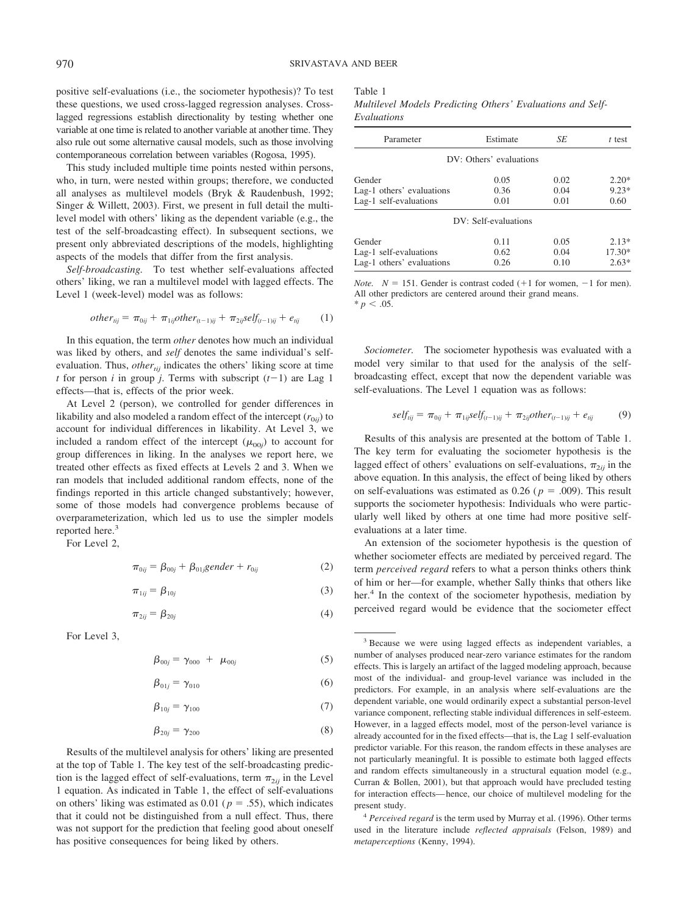positive self-evaluations (i.e., the sociometer hypothesis)? To test these questions, we used cross-lagged regression analyses. Cross-lagged regressions establish directionality by testing whether one variable at one time is related to another variable at another time. They also rule out some alternative causal models, such as those involving contemporaneous correlation between variables (Rogosa, 1995).

This study included multiple time points nested within persons, who, in turn, were nested within groups; therefore, we conducted all analyses as multilevel models (Bryk & Raudenbush, 1992; Singer & Willett, 2003). First, we present in full detail the multilevel model with others' liking as the dependent variable (e.g., the test of the self-broadcasting effect). In subsequent sections, we present only abbreviated descriptions of the models, highlighting aspects of the models that differ from the first analysis.

*Self-broadcasting.* To test whether self-evaluations affected others' liking, we ran a multilevel model with lagged effects. The Level 1 (week-level) model was as follows:

$$other_{tij} = \pi_{0ij} + \pi_{1ij}other_{(t-1)ij} + \pi_{2ij}self_{(t-1)ij} + e_{tij} \tag{1}$$

In this equation, the term *other* denotes how much an individual was liked by others, and *self* denotes the same individual's self-evaluation. Thus, $other_{tij}$ indicates the others' liking score at time $t$ for person $i$ in group $j$. Terms with subscript $(t-1)$ are Lag 1 effects—that is, effects of the prior week.

At Level 2 (person), we controlled for gender differences in likability and also modeled a random effect of the intercept ($r_{0ij}$) to account for individual differences in likability. At Level 3, we included a random effect of the intercept ($\mu_{00j}$) to account for group differences in liking. In the analyses we report here, we treated other effects as fixed effects at Levels 2 and 3. When we ran models that included additional random effects, none of the findings reported in this article changed substantively; however, some of those models had convergence problems because of overparameterization, which led us to use the simpler models reported here.[3]

For Level 2,

$$\pi_{0ij} = \beta_{00j} + \beta_{01j}gender + r_{0ij} \tag{2}$$

$$\pi_{1ij} = \beta_{10j} \tag{3}$$

$$\pi_{2ij} = \beta_{20j} \tag{4}$$

For Level 3,

$$\beta_{00j} = \gamma_{000} + \mu_{00j} \tag{5}$$

$$\beta_{01j} = \gamma_{010} \tag{6}$$

$$\beta_{10j} = \gamma_{100} \tag{7}$$

$$\beta_{20j} = \gamma_{200} \tag{8}$$

Results of the multilevel analysis for others' liking are presented at the top of Table 1. The key test of the self-broadcasting prediction is the lagged effect of self-evaluations, term $\pi_{2ij}$ in the Level 1 equation. As indicated in Table 1, the effect of self-evaluations on others' liking was estimated as 0.01 ($p = .55$), which indicates that it could not be distinguished from a null effect. Thus, there was not support for the prediction that feeling good about oneself has positive consequences for being liked by others.

Table 1
*Multilevel Models Predicting Others' Evaluations and Self-Evaluations*

| Parameter | Estimate | *SE* | *t* test |
|---|---|---|---|
| DV: Others' evaluations | | | |
| Gender | 0.05 | 0.02 | 2.20* |
| Lag-1 others' evaluations | 0.36 | 0.04 | 9.23* |
| Lag-1 self-evaluations | 0.01 | 0.01 | 0.60 |
| DV: Self-evaluations | | | |
| Gender | 0.11 | 0.05 | 2.13* |
| Lag-1 self-evaluations | 0.62 | 0.04 | 17.30* |
| Lag-1 others' evaluations | 0.26 | 0.10 | 2.63* |

*Note.* $N = 151$. Gender is contrast coded (+1 for women, −1 for men). All other predictors are centered around their grand means.
* $p < .05$.

*Sociometer.* The sociometer hypothesis was evaluated with a model very similar to that used for the analysis of the self-broadcasting effect, except that now the dependent variable was self-evaluations. The Level 1 equation was as follows:

$$self_{tij} = \pi_{0ij} + \pi_{1ij}self_{(t-1)ij} + \pi_{2ij}other_{(t-1)ij} + e_{tij} \tag{9}$$

Results of this analysis are presented at the bottom of Table 1. The key term for evaluating the sociometer hypothesis is the lagged effect of others' evaluations on self-evaluations, $\pi_{2ij}$ in the above equation. In this analysis, the effect of being liked by others on self-evaluations was estimated as 0.26 ($p = .009$). This result supports the sociometer hypothesis: Individuals who were particularly well liked by others at one time had more positive self-evaluations at a later time.

An extension of the sociometer hypothesis is the question of whether sociometer effects are mediated by perceived regard. The term *perceived regard* refers to what a person thinks others think of him or her—for example, whether Sally thinks that others like her.[4] In the context of the sociometer hypothesis, mediation by perceived regard would be evidence that the sociometer effect

[3] Because we were using lagged effects as independent variables, a number of analyses produced near-zero variance estimates for the random effects. This is largely an artifact of the lagged modeling approach, because most of the individual- and group-level variance was included in the predictors. For example, in an analysis where self-evaluations are the dependent variable, one would ordinarily expect a substantial person-level variance component, reflecting stable individual differences in self-esteem. However, in a lagged effects model, most of the person-level variance is already accounted for in the fixed effects—that is, the Lag 1 self-evaluation predictor variable. For this reason, the random effects in these analyses are not particularly meaningful. It is possible to estimate both lagged effects and random effects simultaneously in a structural equation model (e.g., Curran & Bollen, 2001), but that approach would have precluded testing for interaction effects—hence, our choice of multilevel modeling for the present study.

[4] *Perceived regard* is the term used by Murray et al. (1996). Other terms used in the literature include *reflected appraisals* (Felson, 1989) and *metaperceptions* (Kenny, 1994).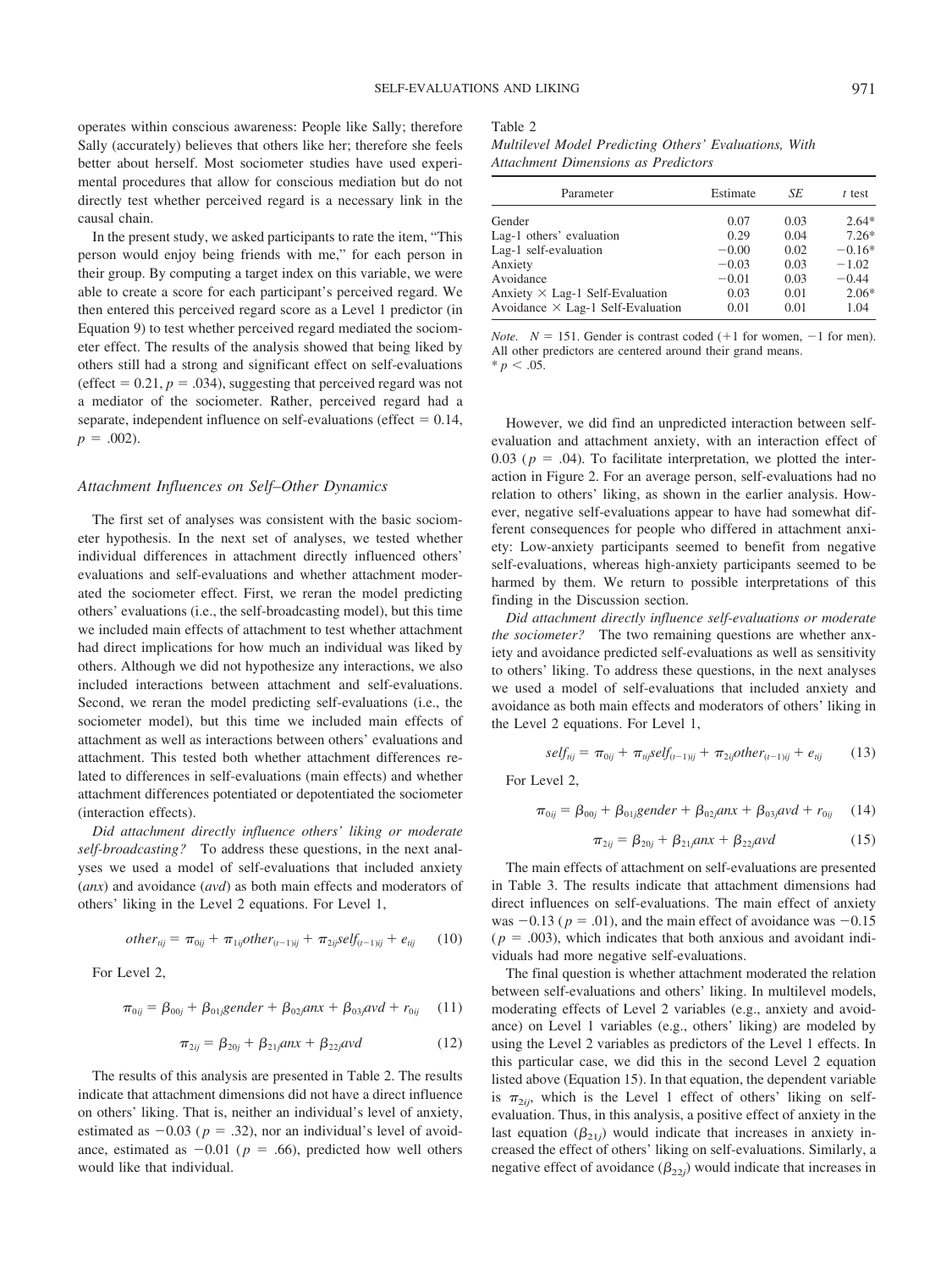operates within conscious awareness: People like Sally; therefore Sally (accurately) believes that others like her; therefore she feels better about herself. Most sociometer studies have used experimental procedures that allow for conscious mediation but do not directly test whether perceived regard is a necessary link in the causal chain.

In the present study, we asked participants to rate the item, "This person would enjoy being friends with me," for each person in their group. By computing a target index on this variable, we were able to create a score for each participant's perceived regard. We then entered this perceived regard score as a Level 1 predictor (in Equation 9) to test whether perceived regard mediated the sociometer effect. The results of the analysis showed that being liked by others still had a strong and significant effect on self-evaluations (effect = 0.21, $p = .034$), suggesting that perceived regard was not a mediator of the sociometer. Rather, perceived regard had a separate, independent influence on self-evaluations (effect = 0.14, $p = .002$).

### Attachment Influences on Self–Other Dynamics

The first set of analyses was consistent with the basic sociometer hypothesis. In the next set of analyses, we tested whether individual differences in attachment directly influenced others' evaluations and self-evaluations and whether attachment moderated the sociometer effect. First, we reran the model predicting others' evaluations (i.e., the self-broadcasting model), but this time we included main effects of attachment to test whether attachment had direct implications for how much an individual was liked by others. Although we did not hypothesize any interactions, we also included interactions between attachment and self-evaluations. Second, we reran the model predicting self-evaluations (i.e., the sociometer model), but this time we included main effects of attachment as well as interactions between others' evaluations and attachment. This tested both whether attachment differences related to differences in self-evaluations (main effects) and whether attachment differences potentiated or depotentiated the sociometer (interaction effects).

*Did attachment directly influence others' liking or moderate self-broadcasting?* To address these questions, in the next analyses we used a model of self-evaluations that included anxiety (*anx*) and avoidance (*avd*) as both main effects and moderators of others' liking in the Level 2 equations. For Level 1,

$$other_{tij} = \pi_{0ij} + \pi_{1ij}other_{(t-1)ij} + \pi_{2ij}self_{(t-1)ij} + e_{tij} \qquad (10)$$

For Level 2,

$$\pi_{0ij} = \beta_{00j} + \beta_{01j}gender + \beta_{02j}anx + \beta_{03j}avd + r_{0ij} \qquad (11)$$

$$\pi_{2ij} = \beta_{20j} + \beta_{21j}anx + \beta_{22j}avd \qquad (12)$$

The results of this analysis are presented in Table 2. The results indicate that attachment dimensions did not have a direct influence on others' liking. That is, neither an individual's level of anxiety, estimated as $-0.03$ ($p = .32$), nor an individual's level of avoidance, estimated as $-0.01$ ($p = .66$), predicted how well others would like that individual.

Table 2
*Multilevel Model Predicting Others' Evaluations, With Attachment Dimensions as Predictors*

| Parameter | Estimate | *SE* | *t* test |
|---|---|---|---|
| Gender | 0.07 | 0.03 | 2.64* |
| Lag-1 others' evaluation | 0.29 | 0.04 | 7.26* |
| Lag-1 self-evaluation | −0.00 | 0.02 | −0.16* |
| Anxiety | −0.03 | 0.03 | −1.02 |
| Avoidance | −0.01 | 0.03 | −0.44 |
| Anxiety × Lag-1 Self-Evaluation | 0.03 | 0.01 | 2.06* |
| Avoidance × Lag-1 Self-Evaluation | 0.01 | 0.01 | 1.04 |

*Note.* $N = 151$. Gender is contrast coded (+1 for women, −1 for men). All other predictors are centered around their grand means.
* $p < .05$.

However, we did find an unpredicted interaction between self-evaluation and attachment anxiety, with an interaction effect of 0.03 ($p = .04$). To facilitate interpretation, we plotted the interaction in Figure 2. For an average person, self-evaluations had no relation to others' liking, as shown in the earlier analysis. However, negative self-evaluations appear to have had somewhat different consequences for people who differed in attachment anxiety: Low-anxiety participants seemed to benefit from negative self-evaluations, whereas high-anxiety participants seemed to be harmed by them. We return to possible interpretations of this finding in the Discussion section.

*Did attachment directly influence self-evaluations or moderate the sociometer?* The two remaining questions are whether anxiety and avoidance predicted self-evaluations as well as sensitivity to others' liking. To address these questions, in the next analyses we used a model of self-evaluations that included anxiety and avoidance as both main effects and moderators of others' liking in the Level 2 equations. For Level 1,

$$self_{tij} = \pi_{0ij} + \pi_{tij}self_{(t-1)ij} + \pi_{2ij}other_{(t-1)ij} + e_{tij} \qquad (13)$$

For Level 2,

$$\pi_{0ij} = \beta_{00j} + \beta_{01j}gender + \beta_{02j}anx + \beta_{03j}avd + r_{0ij} \qquad (14)$$

$$\pi_{2ij} = \beta_{20j} + \beta_{21j}anx + \beta_{22j}avd \qquad (15)$$

The main effects of attachment on self-evaluations are presented in Table 3. The results indicate that attachment dimensions had direct influences on self-evaluations. The main effect of anxiety was $-0.13$ ($p = .01$), and the main effect of avoidance was $-0.15$ ($p = .003$), which indicates that both anxious and avoidant individuals had more negative self-evaluations.

The final question is whether attachment moderated the relation between self-evaluations and others' liking. In multilevel models, moderating effects of Level 2 variables (e.g., anxiety and avoidance) on Level 1 variables (e.g., others' liking) are modeled by using the Level 2 variables as predictors of the Level 1 effects. In this particular case, we did this in the second Level 2 equation listed above (Equation 15). In that equation, the dependent variable is $\pi_{2ij}$, which is the Level 1 effect of others' liking on self-evaluation. Thus, in this analysis, a positive effect of anxiety in the last equation ($\beta_{21j}$) would indicate that increases in anxiety increased the effect of others' liking on self-evaluations. Similarly, a negative effect of avoidance ($\beta_{22j}$) would indicate that increases in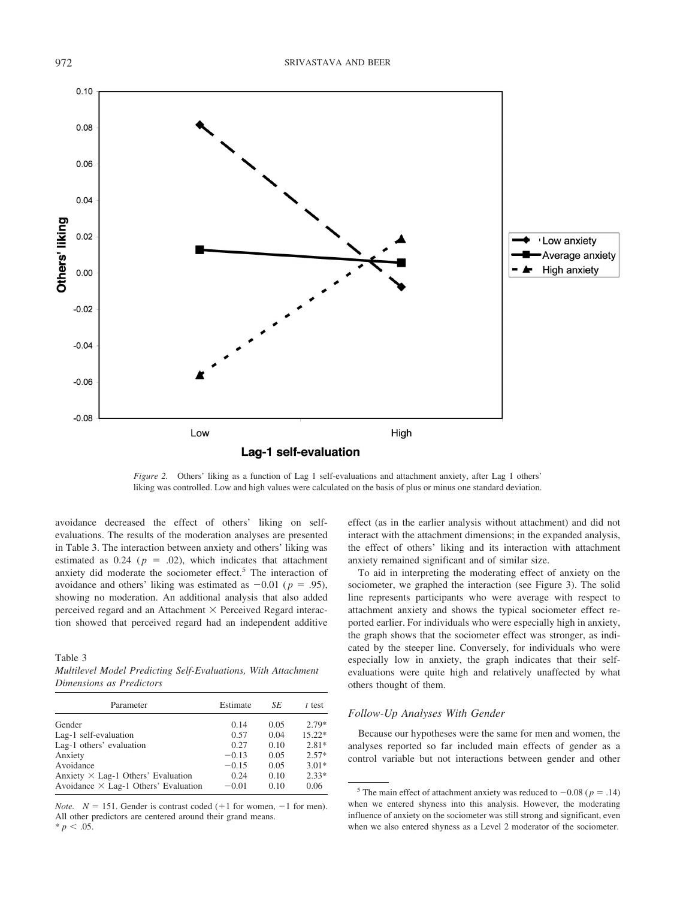*Figure 2.* Others' liking as a function of Lag 1 self-evaluations and attachment anxiety, after Lag 1 others' liking was controlled. Low and high values were calculated on the basis of plus or minus one standard deviation.

avoidance decreased the effect of others' liking on self-evaluations. The results of the moderation analyses are presented in Table 3. The interaction between anxiety and others' liking was estimated as 0.24 ($p = .02$), which indicates that attachment anxiety did moderate the sociometer effect.[5] The interaction of avoidance and others' liking was estimated as $-0.01$ ($p = .95$), showing no moderation. An additional analysis that also added perceived regard and an Attachment × Perceived Regard interaction showed that perceived regard had an independent additive effect (as in the earlier analysis without attachment) and did not interact with the attachment dimensions; in the expanded analysis, the effect of others' liking and its interaction with attachment anxiety remained significant and of similar size.

Table 3
*Multilevel Model Predicting Self-Evaluations, With Attachment Dimensions as Predictors*

| Parameter | Estimate | *SE* | *t* test |
|---|---|---|---|
| Gender | 0.14 | 0.05 | 2.79* |
| Lag-1 self-evaluation | 0.57 | 0.04 | 15.22* |
| Lag-1 others' evaluation | 0.27 | 0.10 | 2.81* |
| Anxiety | −0.13 | 0.05 | 2.57* |
| Avoidance | −0.15 | 0.05 | 3.01* |
| Anxiety × Lag-1 Others' Evaluation | 0.24 | 0.10 | 2.33* |
| Avoidance × Lag-1 Others' Evaluation | −0.01 | 0.10 | 0.06 |

*Note.* $N = 151$. Gender is contrast coded (+1 for women, −1 for men). All other predictors are centered around their grand means.
* $p < .05$.

To aid in interpreting the moderating effect of anxiety on the sociometer, we graphed the interaction (see Figure 3). The solid line represents participants who were average with respect to attachment anxiety and shows the typical sociometer effect reported earlier. For individuals who were especially high in anxiety, the graph shows that the sociometer effect was stronger, as indicated by the steeper line. Conversely, for individuals who were especially low in anxiety, the graph indicates that their self-evaluations were quite high and relatively unaffected by what others thought of them.

### Follow-Up Analyses With Gender

Because our hypotheses were the same for men and women, the analyses reported so far included main effects of gender as a control variable but not interactions between gender and other

[5] The main effect of attachment anxiety was reduced to $-0.08$ ($p = .14$) when we entered shyness into this analysis. However, the moderating influence of anxiety on the sociometer was still strong and significant, even when we also entered shyness as a Level 2 moderator of the sociometer.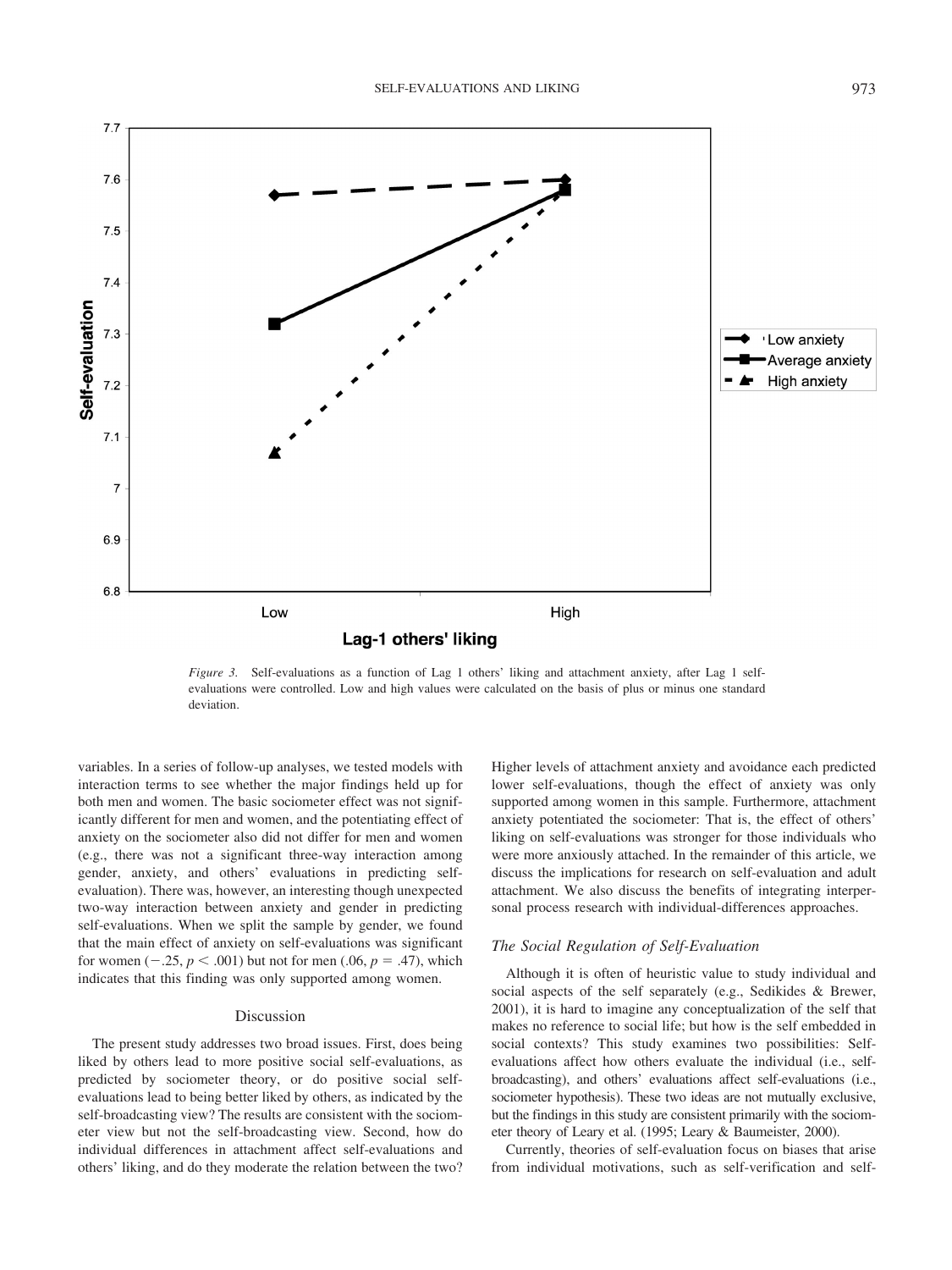*Figure 3.* Self-evaluations as a function of Lag 1 others' liking and attachment anxiety, after Lag 1 self-evaluations were controlled. Low and high values were calculated on the basis of plus or minus one standard deviation.

variables. In a series of follow-up analyses, we tested models with interaction terms to see whether the major findings held up for both men and women. The basic sociometer effect was not significantly different for men and women, and the potentiating effect of anxiety on the sociometer also did not differ for men and women (e.g., there was not a significant three-way interaction among gender, anxiety, and others' evaluations in predicting self-evaluation). There was, however, an interesting though unexpected two-way interaction between anxiety and gender in predicting self-evaluations. When we split the sample by gender, we found that the main effect of anxiety on self-evaluations was significant for women ($-.25$, $p < .001$) but not for men ($.06$, $p = .47$), which indicates that this finding was only supported among women.

## Discussion

The present study addresses two broad issues. First, does being liked by others lead to more positive social self-evaluations, as predicted by sociometer theory, or do positive social self-evaluations lead to being better liked by others, as indicated by the self-broadcasting view? The results are consistent with the sociometer view but not the self-broadcasting view. Second, how do individual differences in attachment affect self-evaluations and others' liking, and do they moderate the relation between the two? Higher levels of attachment anxiety and avoidance each predicted lower self-evaluations, though the effect of anxiety was only supported among women in this sample. Furthermore, attachment anxiety potentiated the sociometer: That is, the effect of others' liking on self-evaluations was stronger for those individuals who were more anxiously attached. In the remainder of this article, we discuss the implications for research on self-evaluation and adult attachment. We also discuss the benefits of integrating interpersonal process research with individual-differences approaches.

### *The Social Regulation of Self-Evaluation*

Although it is often of heuristic value to study individual and social aspects of the self separately (e.g., Sedikides & Brewer, 2001), it is hard to imagine any conceptualization of the self that makes no reference to social life; but how is the self embedded in social contexts? This study examines two possibilities: Self-evaluations affect how others evaluate the individual (i.e., self-broadcasting), and others' evaluations affect self-evaluations (i.e., sociometer hypothesis). These two ideas are not mutually exclusive, but the findings in this study are consistent primarily with the sociometer theory of Leary et al. (1995; Leary & Baumeister, 2000).

Currently, theories of self-evaluation focus on biases that arise from individual motivations, such as self-verification and self-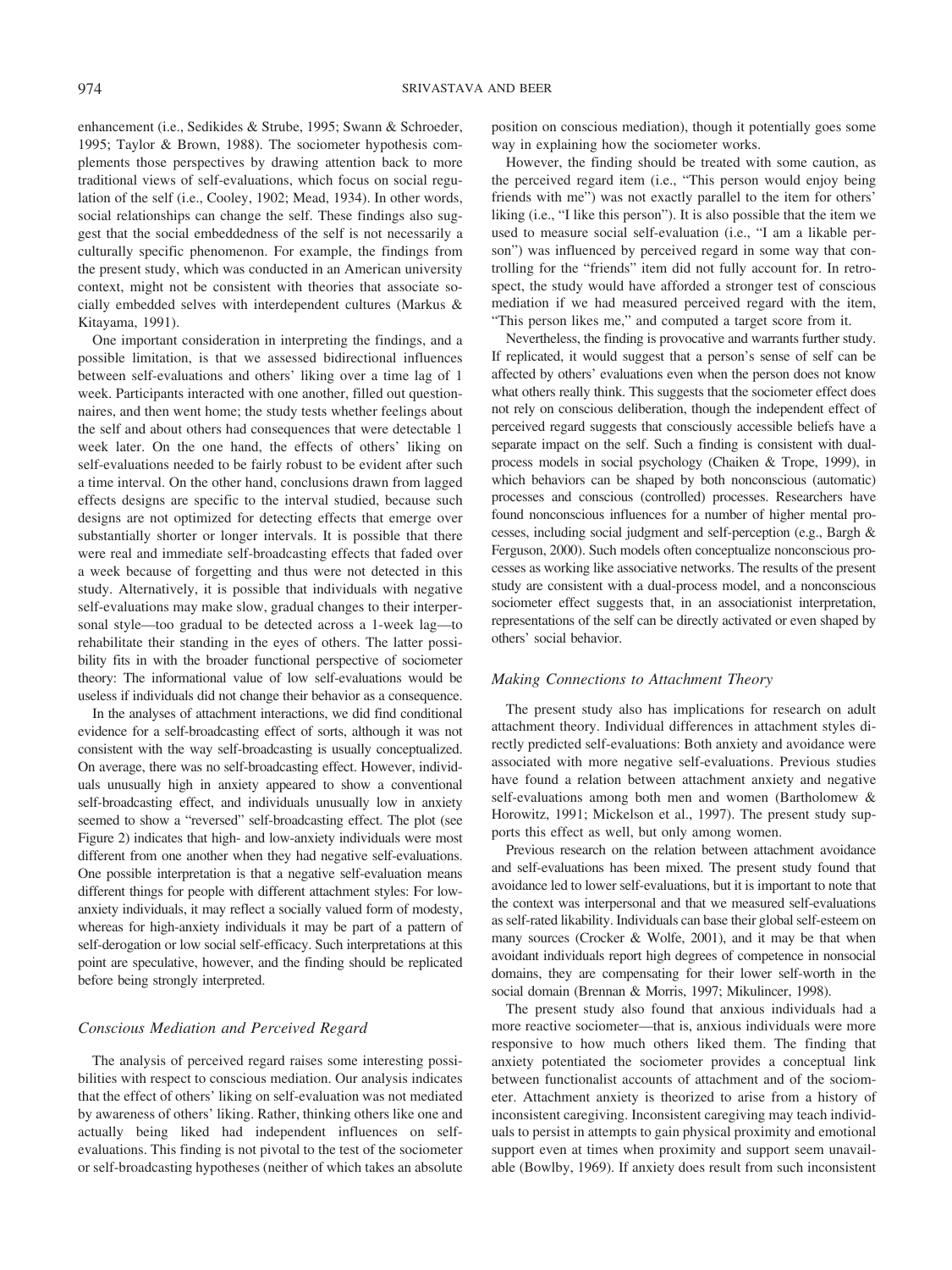enhancement (i.e., Sedikides & Strube, 1995; Swann & Schroeder, 1995; Taylor & Brown, 1988). The sociometer hypothesis complements those perspectives by drawing attention back to more traditional views of self-evaluations, which focus on social regulation of the self (i.e., Cooley, 1902; Mead, 1934). In other words, social relationships can change the self. These findings also suggest that the social embeddedness of the self is not necessarily a culturally specific phenomenon. For example, the findings from the present study, which was conducted in an American university context, might not be consistent with theories that associate socially embedded selves with interdependent cultures (Markus & Kitayama, 1991).

One important consideration in interpreting the findings, and a possible limitation, is that we assessed bidirectional influences between self-evaluations and others' liking over a time lag of 1 week. Participants interacted with one another, filled out questionnaires, and then went home; the study tests whether feelings about the self and about others had consequences that were detectable 1 week later. On the one hand, the effects of others' liking on self-evaluations needed to be fairly robust to be evident after such a time interval. On the other hand, conclusions drawn from lagged effects designs are specific to the interval studied, because such designs are not optimized for detecting effects that emerge over substantially shorter or longer intervals. It is possible that there were real and immediate self-broadcasting effects that faded over a week because of forgetting and thus were not detected in this study. Alternatively, it is possible that individuals with negative self-evaluations may make slow, gradual changes to their interpersonal style—too gradual to be detected across a 1-week lag—to rehabilitate their standing in the eyes of others. The latter possibility fits in with the broader functional perspective of sociometer theory: The informational value of low self-evaluations would be useless if individuals did not change their behavior as a consequence.

In the analyses of attachment interactions, we did find conditional evidence for a self-broadcasting effect of sorts, although it was not consistent with the way self-broadcasting is usually conceptualized. On average, there was no self-broadcasting effect. However, individuals unusually high in anxiety appeared to show a conventional self-broadcasting effect, and individuals unusually low in anxiety seemed to show a "reversed" self-broadcasting effect. The plot (see Figure 2) indicates that high- and low-anxiety individuals were most different from one another when they had negative self-evaluations. One possible interpretation is that a negative self-evaluation means different things for people with different attachment styles: For low-anxiety individuals, it may reflect a socially valued form of modesty, whereas for high-anxiety individuals it may be part of a pattern of self-derogation or low social self-efficacy. Such interpretations at this point are speculative, however, and the finding should be replicated before being strongly interpreted.

### Conscious Mediation and Perceived Regard

The analysis of perceived regard raises some interesting possibilities with respect to conscious mediation. Our analysis indicates that the effect of others' liking on self-evaluation was not mediated by awareness of others' liking. Rather, thinking others like one and actually being liked had independent influences on self-evaluations. This finding is not pivotal to the test of the sociometer or self-broadcasting hypotheses (neither of which takes an absolute position on conscious mediation), though it potentially goes some way in explaining how the sociometer works.

However, the finding should be treated with some caution, as the perceived regard item (i.e., "This person would enjoy being friends with me") was not exactly parallel to the item for others' liking (i.e., "I like this person"). It is also possible that the item we used to measure social self-evaluation (i.e., "I am a likable person") was influenced by perceived regard in some way that controlling for the "friends" item did not fully account for. In retrospect, the study would have afforded a stronger test of conscious mediation if we had measured perceived regard with the item, "This person likes me," and computed a target score from it.

Nevertheless, the finding is provocative and warrants further study. If replicated, it would suggest that a person's sense of self can be affected by others' evaluations even when the person does not know what others really think. This suggests that the sociometer effect does not rely on conscious deliberation, though the independent effect of perceived regard suggests that consciously accessible beliefs have a separate impact on the self. Such a finding is consistent with dual-process models in social psychology (Chaiken & Trope, 1999), in which behaviors can be shaped by both nonconscious (automatic) processes and conscious (controlled) processes. Researchers have found nonconscious influences for a number of higher mental processes, including social judgment and self-perception (e.g., Bargh & Ferguson, 2000). Such models often conceptualize nonconscious processes as working like associative networks. The results of the present study are consistent with a dual-process model, and a nonconscious sociometer effect suggests that, in an associationist interpretation, representations of the self can be directly activated or even shaped by others' social behavior.

### Making Connections to Attachment Theory

The present study also has implications for research on adult attachment theory. Individual differences in attachment styles directly predicted self-evaluations: Both anxiety and avoidance were associated with more negative self-evaluations. Previous studies have found a relation between attachment anxiety and negative self-evaluations among both men and women (Bartholomew & Horowitz, 1991; Mickelson et al., 1997). The present study supports this effect as well, but only among women.

Previous research on the relation between attachment avoidance and self-evaluations has been mixed. The present study found that avoidance led to lower self-evaluations, but it is important to note that the context was interpersonal and that we measured self-evaluations as self-rated likability. Individuals can base their global self-esteem on many sources (Crocker & Wolfe, 2001), and it may be that when avoidant individuals report high degrees of competence in nonsocial domains, they are compensating for their lower self-worth in the social domain (Brennan & Morris, 1997; Mikulincer, 1998).

The present study also found that anxious individuals had a more reactive sociometer—that is, anxious individuals were more responsive to how much others liked them. The finding that anxiety potentiated the sociometer provides a conceptual link between functionalist accounts of attachment and of the sociometer. Attachment anxiety is theorized to arise from a history of inconsistent caregiving. Inconsistent caregiving may teach individuals to persist in attempts to gain physical proximity and emotional support even at times when proximity and support seem unavailable (Bowlby, 1969). If anxiety does result from such inconsistent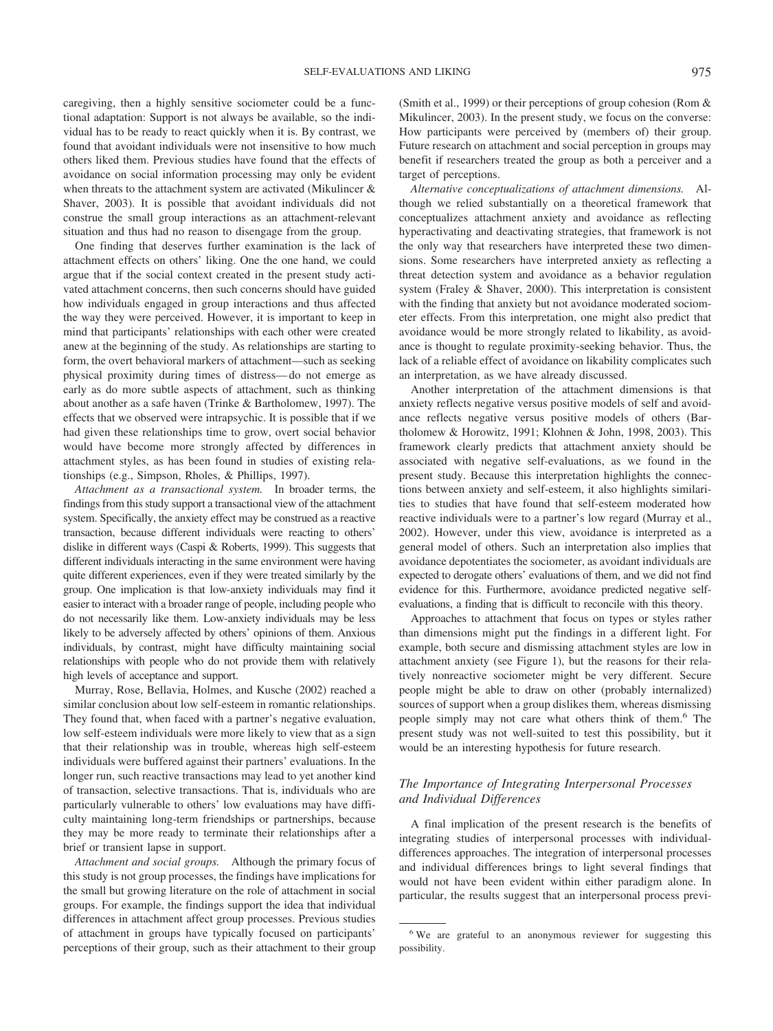caregiving, then a highly sensitive sociometer could be a functional adaptation: Support is not always be available, so the individual has to be ready to react quickly when it is. By contrast, we found that avoidant individuals were not insensitive to how much others liked them. Previous studies have found that the effects of avoidance on social information processing may only be evident when threats to the attachment system are activated (Mikulincer & Shaver, 2003). It is possible that avoidant individuals did not construe the small group interactions as an attachment-relevant situation and thus had no reason to disengage from the group.

One finding that deserves further examination is the lack of attachment effects on others' liking. One the one hand, we could argue that if the social context created in the present study activated attachment concerns, then such concerns should have guided how individuals engaged in group interactions and thus affected the way they were perceived. However, it is important to keep in mind that participants' relationships with each other were created anew at the beginning of the study. As relationships are starting to form, the overt behavioral markers of attachment—such as seeking physical proximity during times of distress—do not emerge as early as do more subtle aspects of attachment, such as thinking about another as a safe haven (Trinke & Bartholomew, 1997). The effects that we observed were intrapsychic. It is possible that if we had given these relationships time to grow, overt social behavior would have become more strongly affected by differences in attachment styles, as has been found in studies of existing relationships (e.g., Simpson, Rholes, & Phillips, 1997).

*Attachment as a transactional system.* In broader terms, the findings from this study support a transactional view of the attachment system. Specifically, the anxiety effect may be construed as a reactive transaction, because different individuals were reacting to others' dislike in different ways (Caspi & Roberts, 1999). This suggests that different individuals interacting in the same environment were having quite different experiences, even if they were treated similarly by the group. One implication is that low-anxiety individuals may find it easier to interact with a broader range of people, including people who do not necessarily like them. Low-anxiety individuals may be less likely to be adversely affected by others' opinions of them. Anxious individuals, by contrast, might have difficulty maintaining social relationships with people who do not provide them with relatively high levels of acceptance and support.

Murray, Rose, Bellavia, Holmes, and Kusche (2002) reached a similar conclusion about low self-esteem in romantic relationships. They found that, when faced with a partner's negative evaluation, low self-esteem individuals were more likely to view that as a sign that their relationship was in trouble, whereas high self-esteem individuals were buffered against their partners' evaluations. In the longer run, such reactive transactions may lead to yet another kind of transaction, selective transactions. That is, individuals who are particularly vulnerable to others' low evaluations may have difficulty maintaining long-term friendships or partnerships, because they may be more ready to terminate their relationships after a brief or transient lapse in support.

*Attachment and social groups.* Although the primary focus of this study is not group processes, the findings have implications for the small but growing literature on the role of attachment in social groups. For example, the findings support the idea that individual differences in attachment affect group processes. Previous studies of attachment in groups have typically focused on participants' perceptions of their group, such as their attachment to their group (Smith et al., 1999) or their perceptions of group cohesion (Rom & Mikulincer, 2003). In the present study, we focus on the converse: How participants were perceived by (members of) their group. Future research on attachment and social perception in groups may benefit if researchers treated the group as both a perceiver and a target of perceptions.

*Alternative conceptualizations of attachment dimensions.* Although we relied substantially on a theoretical framework that conceptualizes attachment anxiety and avoidance as reflecting hyperactivating and deactivating strategies, that framework is not the only way that researchers have interpreted these two dimensions. Some researchers have interpreted anxiety as reflecting a threat detection system and avoidance as a behavior regulation system (Fraley & Shaver, 2000). This interpretation is consistent with the finding that anxiety but not avoidance moderated sociometer effects. From this interpretation, one might also predict that avoidance would be more strongly related to likability, as avoidance is thought to regulate proximity-seeking behavior. Thus, the lack of a reliable effect of avoidance on likability complicates such an interpretation, as we have already discussed.

Another interpretation of the attachment dimensions is that anxiety reflects negative versus positive models of self and avoidance reflects negative versus positive models of others (Bartholomew & Horowitz, 1991; Klohnen & John, 1998, 2003). This framework clearly predicts that attachment anxiety should be associated with negative self-evaluations, as we found in the present study. Because this interpretation highlights the connections between anxiety and self-esteem, it also highlights similarities to studies that have found that self-esteem moderated how reactive individuals were to a partner's low regard (Murray et al., 2002). However, under this view, avoidance is interpreted as a general model of others. Such an interpretation also implies that avoidance depotentiates the sociometer, as avoidant individuals are expected to derogate others' evaluations of them, and we did not find evidence for this. Furthermore, avoidance predicted negative self-evaluations, a finding that is difficult to reconcile with this theory.

Approaches to attachment that focus on types or styles rather than dimensions might put the findings in a different light. For example, both secure and dismissing attachment styles are low in attachment anxiety (see Figure 1), but the reasons for their relatively nonreactive sociometer might be very different. Secure people might be able to draw on other (probably internalized) sources of support when a group dislikes them, whereas dismissing people simply may not care what others think of them.[6] The present study was not well-suited to test this possibility, but it would be an interesting hypothesis for future research.

### The Importance of Integrating Interpersonal Processes and Individual Differences

A final implication of the present research is the benefits of integrating studies of interpersonal processes with individual-differences approaches. The integration of interpersonal processes and individual differences brings to light several findings that would not have been evident within either paradigm alone. In particular, the results suggest that an interpersonal process previ-

[6] We are grateful to an anonymous reviewer for suggesting this possibility.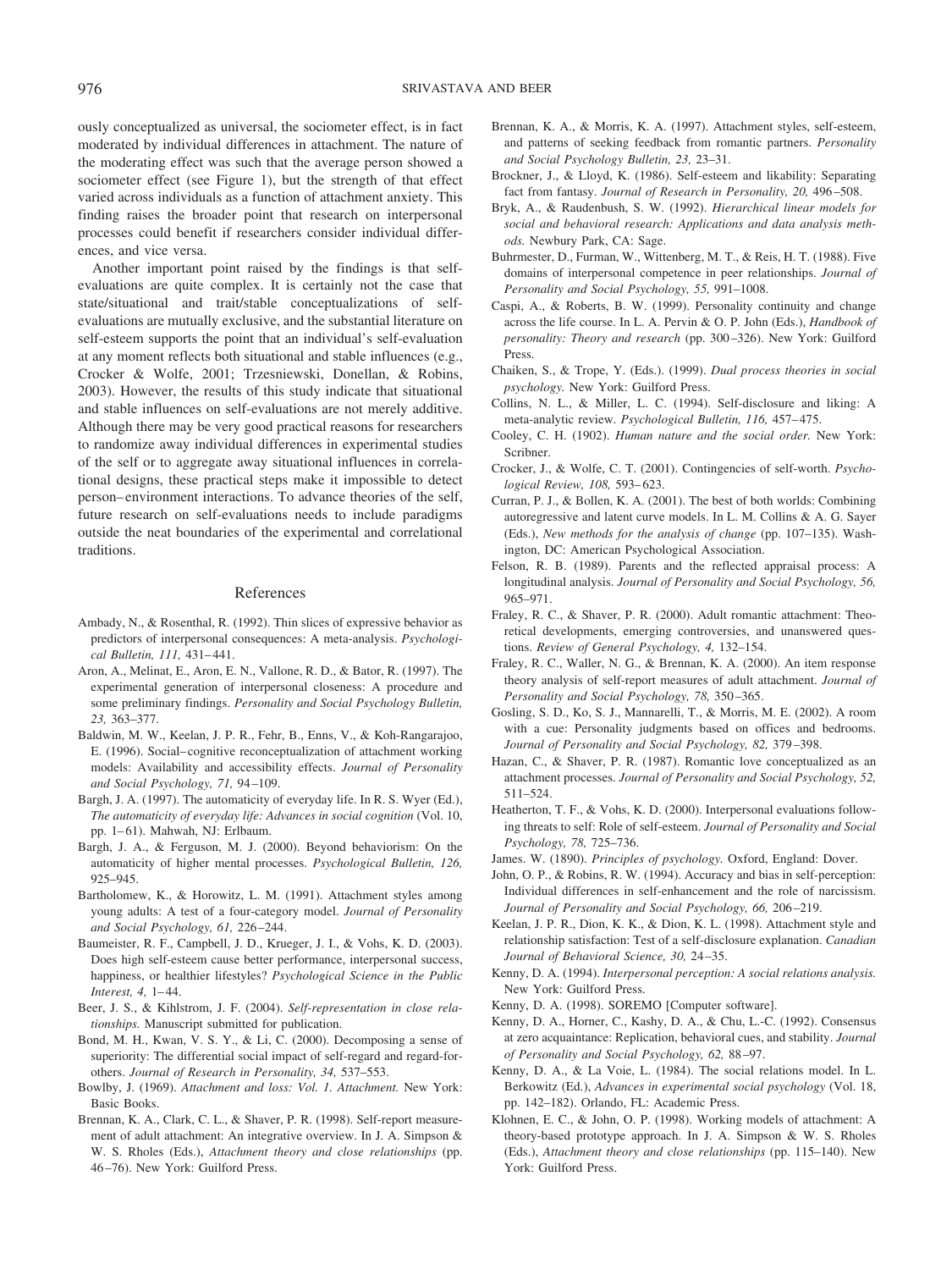ously conceptualized as universal, the sociometer effect, is in fact moderated by individual differences in attachment. The nature of the moderating effect was such that the average person showed a sociometer effect (see Figure 1), but the strength of that effect varied across individuals as a function of attachment anxiety. This finding raises the broader point that research on interpersonal processes could benefit if researchers consider individual differences, and vice versa.

Another important point raised by the findings is that self-evaluations are quite complex. It is certainly not the case that state/situational and trait/stable conceptualizations of self-evaluations are mutually exclusive, and the substantial literature on self-esteem supports the point that an individual's self-evaluation at any moment reflects both situational and stable influences (e.g., Crocker & Wolfe, 2001; Trzesniewski, Donellan, & Robins, 2003). However, the results of this study indicate that situational and stable influences on self-evaluations are not merely additive. Although there may be very good practical reasons for researchers to randomize away individual differences in experimental studies of the self or to aggregate away situational influences in correlational designs, these practical steps make it impossible to detect person–environment interactions. To advance theories of the self, future research on self-evaluations needs to include paradigms outside the neat boundaries of the experimental and correlational traditions.

## References

Ambady, N., & Rosenthal, R. (1992). Thin slices of expressive behavior as predictors of interpersonal consequences: A meta-analysis. *Psychological Bulletin, 111,* 431–441.

Aron, A., Melinat, E., Aron, E. N., Vallone, R. D., & Bator, R. (1997). The experimental generation of interpersonal closeness: A procedure and some preliminary findings. *Personality and Social Psychology Bulletin, 23,* 363–377.

Baldwin, M. W., Keelan, J. P. R., Fehr, B., Enns, V., & Koh-Rangarajoo, E. (1996). Social–cognitive reconceptualization of attachment working models: Availability and accessibility effects. *Journal of Personality and Social Psychology, 71,* 94–109.

Bargh, J. A. (1997). The automaticity of everyday life. In R. S. Wyer (Ed.), *The automaticity of everyday life: Advances in social cognition* (Vol. 10, pp. 1–61). Mahwah, NJ: Erlbaum.

Bargh, J. A., & Ferguson, M. J. (2000). Beyond behaviorism: On the automaticity of higher mental processes. *Psychological Bulletin, 126,* 925–945.

Bartholomew, K., & Horowitz, L. M. (1991). Attachment styles among young adults: A test of a four-category model. *Journal of Personality and Social Psychology, 61,* 226–244.

Baumeister, R. F., Campbell, J. D., Krueger, J. I., & Vohs, K. D. (2003). Does high self-esteem cause better performance, interpersonal success, happiness, or healthier lifestyles? *Psychological Science in the Public Interest, 4,* 1–44.

Beer, J. S., & Kihlstrom, J. F. (2004). *Self-representation in close relationships.* Manuscript submitted for publication.

Bond, M. H., Kwan, V. S. Y., & Li, C. (2000). Decomposing a sense of superiority: The differential social impact of self-regard and regard-for-others. *Journal of Research in Personality, 34,* 537–553.

Bowlby, J. (1969). *Attachment and loss: Vol. 1. Attachment.* New York: Basic Books.

Brennan, K. A., Clark, C. L., & Shaver, P. R. (1998). Self-report measurement of adult attachment: An integrative overview. In J. A. Simpson & W. S. Rholes (Eds.), *Attachment theory and close relationships* (pp. 46–76). New York: Guilford Press.

Brennan, K. A., & Morris, K. A. (1997). Attachment styles, self-esteem, and patterns of seeking feedback from romantic partners. *Personality and Social Psychology Bulletin, 23,* 23–31.

Brockner, J., & Lloyd, K. (1986). Self-esteem and likability: Separating fact from fantasy. *Journal of Research in Personality, 20,* 496–508.

Bryk, A., & Raudenbush, S. W. (1992). *Hierarchical linear models for social and behavioral research: Applications and data analysis methods.* Newbury Park, CA: Sage.

Buhrmester, D., Furman, W., Wittenberg, M. T., & Reis, H. T. (1988). Five domains of interpersonal competence in peer relationships. *Journal of Personality and Social Psychology, 55,* 991–1008.

Caspi, A., & Roberts, B. W. (1999). Personality continuity and change across the life course. In L. A. Pervin & O. P. John (Eds.), *Handbook of personality: Theory and research* (pp. 300–326). New York: Guilford Press.

Chaiken, S., & Trope, Y. (Eds.). (1999). *Dual process theories in social psychology.* New York: Guilford Press.

Collins, N. L., & Miller, L. C. (1994). Self-disclosure and liking: A meta-analytic review. *Psychological Bulletin, 116,* 457–475.

Cooley, C. H. (1902). *Human nature and the social order.* New York: Scribner.

Crocker, J., & Wolfe, C. T. (2001). Contingencies of self-worth. *Psychological Review, 108,* 593–623.

Curran, P. J., & Bollen, K. A. (2001). The best of both worlds: Combining autoregressive and latent curve models. In L. M. Collins & A. G. Sayer (Eds.), *New methods for the analysis of change* (pp. 107–135). Washington, DC: American Psychological Association.

Felson, R. B. (1989). Parents and the reflected appraisal process: A longitudinal analysis. *Journal of Personality and Social Psychology, 56,* 965–971.

Fraley, R. C., & Shaver, P. R. (2000). Adult romantic attachment: Theoretical developments, emerging controversies, and unanswered questions. *Review of General Psychology, 4,* 132–154.

Fraley, R. C., Waller, N. G., & Brennan, K. A. (2000). An item response theory analysis of self-report measures of adult attachment. *Journal of Personality and Social Psychology, 78,* 350–365.

Gosling, S. D., Ko, S. J., Mannarelli, T., & Morris, M. E. (2002). A room with a cue: Personality judgments based on offices and bedrooms. *Journal of Personality and Social Psychology, 82,* 379–398.

Hazan, C., & Shaver, P. R. (1987). Romantic love conceptualized as an attachment processes. *Journal of Personality and Social Psychology, 52,* 511–524.

Heatherton, T. F., & Vohs, K. D. (2000). Interpersonal evaluations following threats to self: Role of self-esteem. *Journal of Personality and Social Psychology, 78,* 725–736.

James. W. (1890). *Principles of psychology.* Oxford, England: Dover.

John, O. P., & Robins, R. W. (1994). Accuracy and bias in self-perception: Individual differences in self-enhancement and the role of narcissism. *Journal of Personality and Social Psychology, 66,* 206–219.

Keelan, J. P. R., Dion, K. K., & Dion, K. L. (1998). Attachment style and relationship satisfaction: Test of a self-disclosure explanation. *Canadian Journal of Behavioral Science, 30,* 24–35.

Kenny, D. A. (1994). *Interpersonal perception: A social relations analysis.* New York: Guilford Press.

Kenny, D. A. (1998). SOREMO [Computer software].

Kenny, D. A., Horner, C., Kashy, D. A., & Chu, L.-C. (1992). Consensus at zero acquaintance: Replication, behavioral cues, and stability. *Journal of Personality and Social Psychology, 62,* 88–97.

Kenny, D. A., & La Voie, L. (1984). The social relations model. In L. Berkowitz (Ed.), *Advances in experimental social psychology* (Vol. 18, pp. 142–182). Orlando, FL: Academic Press.

Klohnen, E. C., & John, O. P. (1998). Working models of attachment: A theory-based prototype approach. In J. A. Simpson & W. S. Rholes (Eds.), *Attachment theory and close relationships* (pp. 115–140). New York: Guilford Press.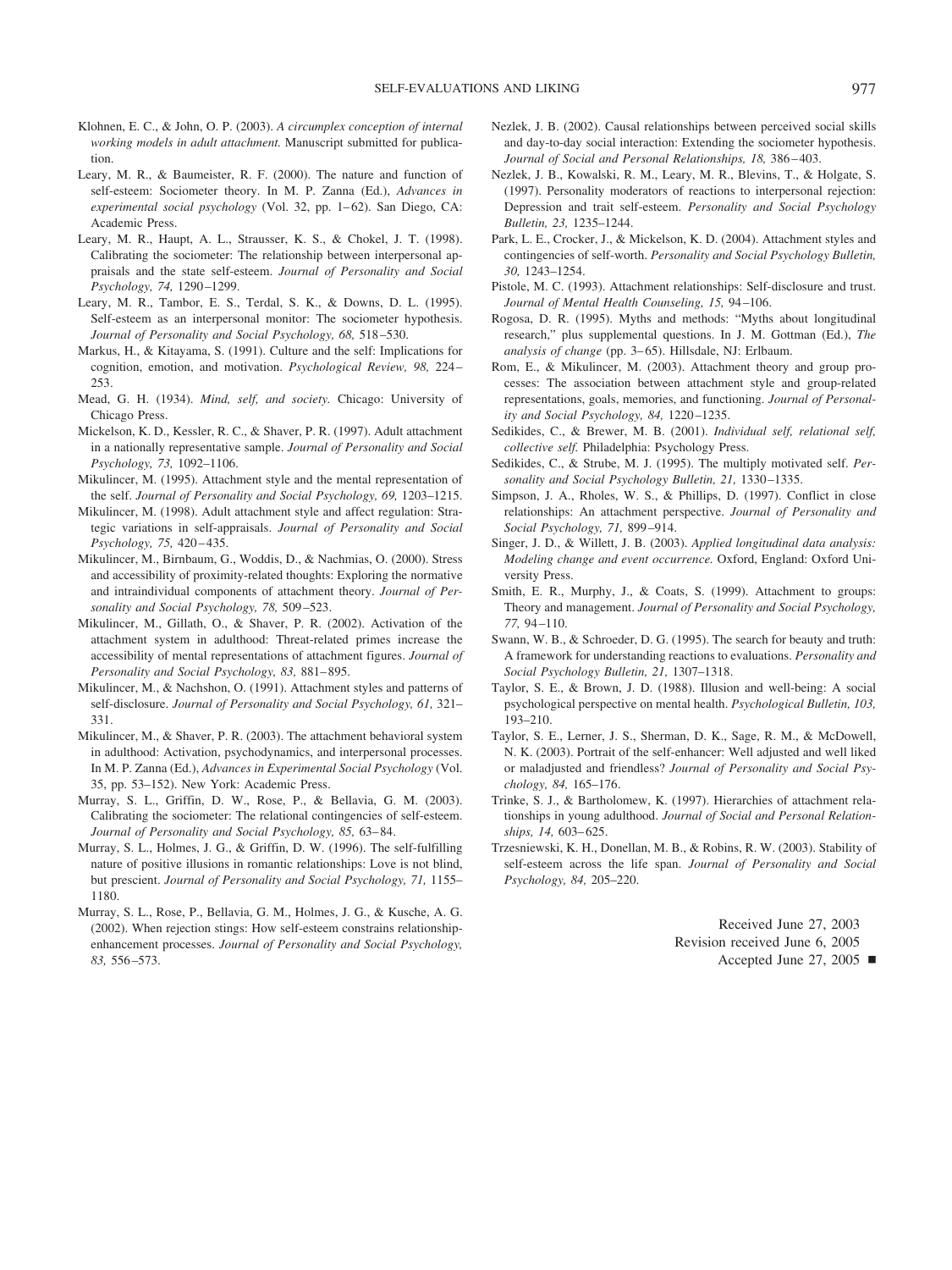Klohnen, E. C., & John, O. P. (2003). *A circumplex conception of internal working models in adult attachment.* Manuscript submitted for publication.

Leary, M. R., & Baumeister, R. F. (2000). The nature and function of self-esteem: Sociometer theory. In M. P. Zanna (Ed.), *Advances in experimental social psychology* (Vol. 32, pp. 1–62). San Diego, CA: Academic Press.

Leary, M. R., Haupt, A. L., Strausser, K. S., & Chokel, J. T. (1998). Calibrating the sociometer: The relationship between interpersonal appraisals and the state self-esteem. *Journal of Personality and Social Psychology, 74,* 1290–1299.

Leary, M. R., Tambor, E. S., Terdal, S. K., & Downs, D. L. (1995). Self-esteem as an interpersonal monitor: The sociometer hypothesis. *Journal of Personality and Social Psychology, 68,* 518–530.

Markus, H., & Kitayama, S. (1991). Culture and the self: Implications for cognition, emotion, and motivation. *Psychological Review, 98,* 224–253.

Mead, G. H. (1934). *Mind, self, and society.* Chicago: University of Chicago Press.

Mickelson, K. D., Kessler, R. C., & Shaver, P. R. (1997). Adult attachment in a nationally representative sample. *Journal of Personality and Social Psychology, 73,* 1092–1106.

Mikulincer, M. (1995). Attachment style and the mental representation of the self. *Journal of Personality and Social Psychology, 69,* 1203–1215.

Mikulincer, M. (1998). Adult attachment style and affect regulation: Strategic variations in self-appraisals. *Journal of Personality and Social Psychology, 75,* 420–435.

Mikulincer, M., Birnbaum, G., Woddis, D., & Nachmias, O. (2000). Stress and accessibility of proximity-related thoughts: Exploring the normative and intraindividual components of attachment theory. *Journal of Personality and Social Psychology, 78,* 509–523.

Mikulincer, M., Gillath, O., & Shaver, P. R. (2002). Activation of the attachment system in adulthood: Threat-related primes increase the accessibility of mental representations of attachment figures. *Journal of Personality and Social Psychology, 83,* 881–895.

Mikulincer, M., & Nachshon, O. (1991). Attachment styles and patterns of self-disclosure. *Journal of Personality and Social Psychology, 61,* 321–331.

Mikulincer, M., & Shaver, P. R. (2003). The attachment behavioral system in adulthood: Activation, psychodynamics, and interpersonal processes. In M. P. Zanna (Ed.), *Advances in Experimental Social Psychology* (Vol. 35, pp. 53–152). New York: Academic Press.

Murray, S. L., Griffin, D. W., Rose, P., & Bellavia, G. M. (2003). Calibrating the sociometer: The relational contingencies of self-esteem. *Journal of Personality and Social Psychology, 85,* 63–84.

Murray, S. L., Holmes, J. G., & Griffin, D. W. (1996). The self-fulfilling nature of positive illusions in romantic relationships: Love is not blind, but prescient. *Journal of Personality and Social Psychology, 71,* 1155–1180.

Murray, S. L., Rose, P., Bellavia, G. M., Holmes, J. G., & Kusche, A. G. (2002). When rejection stings: How self-esteem constrains relationship-enhancement processes. *Journal of Personality and Social Psychology, 83,* 556–573.

Nezlek, J. B. (2002). Causal relationships between perceived social skills and day-to-day social interaction: Extending the sociometer hypothesis. *Journal of Social and Personal Relationships, 18,* 386–403.

Nezlek, J. B., Kowalski, R. M., Leary, M. R., Blevins, T., & Holgate, S. (1997). Personality moderators of reactions to interpersonal rejection: Depression and trait self-esteem. *Personality and Social Psychology Bulletin, 23,* 1235–1244.

Park, L. E., Crocker, J., & Mickelson, K. D. (2004). Attachment styles and contingencies of self-worth. *Personality and Social Psychology Bulletin, 30,* 1243–1254.

Pistole, M. C. (1993). Attachment relationships: Self-disclosure and trust. *Journal of Mental Health Counseling, 15,* 94–106.

Rogosa, D. R. (1995). Myths and methods: "Myths about longitudinal research," plus supplemental questions. In J. M. Gottman (Ed.), *The analysis of change* (pp. 3–65). Hillsdale, NJ: Erlbaum.

Rom, E., & Mikulincer, M. (2003). Attachment theory and group processes: The association between attachment style and group-related representations, goals, memories, and functioning. *Journal of Personality and Social Psychology, 84,* 1220–1235.

Sedikides, C., & Brewer, M. B. (2001). *Individual self, relational self, collective self.* Philadelphia: Psychology Press.

Sedikides, C., & Strube, M. J. (1995). The multiply motivated self. *Personality and Social Psychology Bulletin, 21,* 1330–1335.

Simpson, J. A., Rholes, W. S., & Phillips, D. (1997). Conflict in close relationships: An attachment perspective. *Journal of Personality and Social Psychology, 71,* 899–914.

Singer, J. D., & Willett, J. B. (2003). *Applied longitudinal data analysis: Modeling change and event occurrence.* Oxford, England: Oxford University Press.

Smith, E. R., Murphy, J., & Coats, S. (1999). Attachment to groups: Theory and management. *Journal of Personality and Social Psychology, 77,* 94–110.

Swann, W. B., & Schroeder, D. G. (1995). The search for beauty and truth: A framework for understanding reactions to evaluations. *Personality and Social Psychology Bulletin, 21,* 1307–1318.

Taylor, S. E., & Brown, J. D. (1988). Illusion and well-being: A social psychological perspective on mental health. *Psychological Bulletin, 103,* 193–210.

Taylor, S. E., Lerner, J. S., Sherman, D. K., Sage, R. M., & McDowell, N. K. (2003). Portrait of the self-enhancer: Well adjusted and well liked or maladjusted and friendless? *Journal of Personality and Social Psychology, 84,* 165–176.

Trinke, S. J., & Bartholomew, K. (1997). Hierarchies of attachment relationships in young adulthood. *Journal of Social and Personal Relationships, 14,* 603–625.

Trzesniewski, K. H., Donellan, M. B., & Robins, R. W. (2003). Stability of self-esteem across the life span. *Journal of Personality and Social Psychology, 84,* 205–220.

Received June 27, 2003
Revision received June 6, 2005
Accepted June 27, 2005 ■